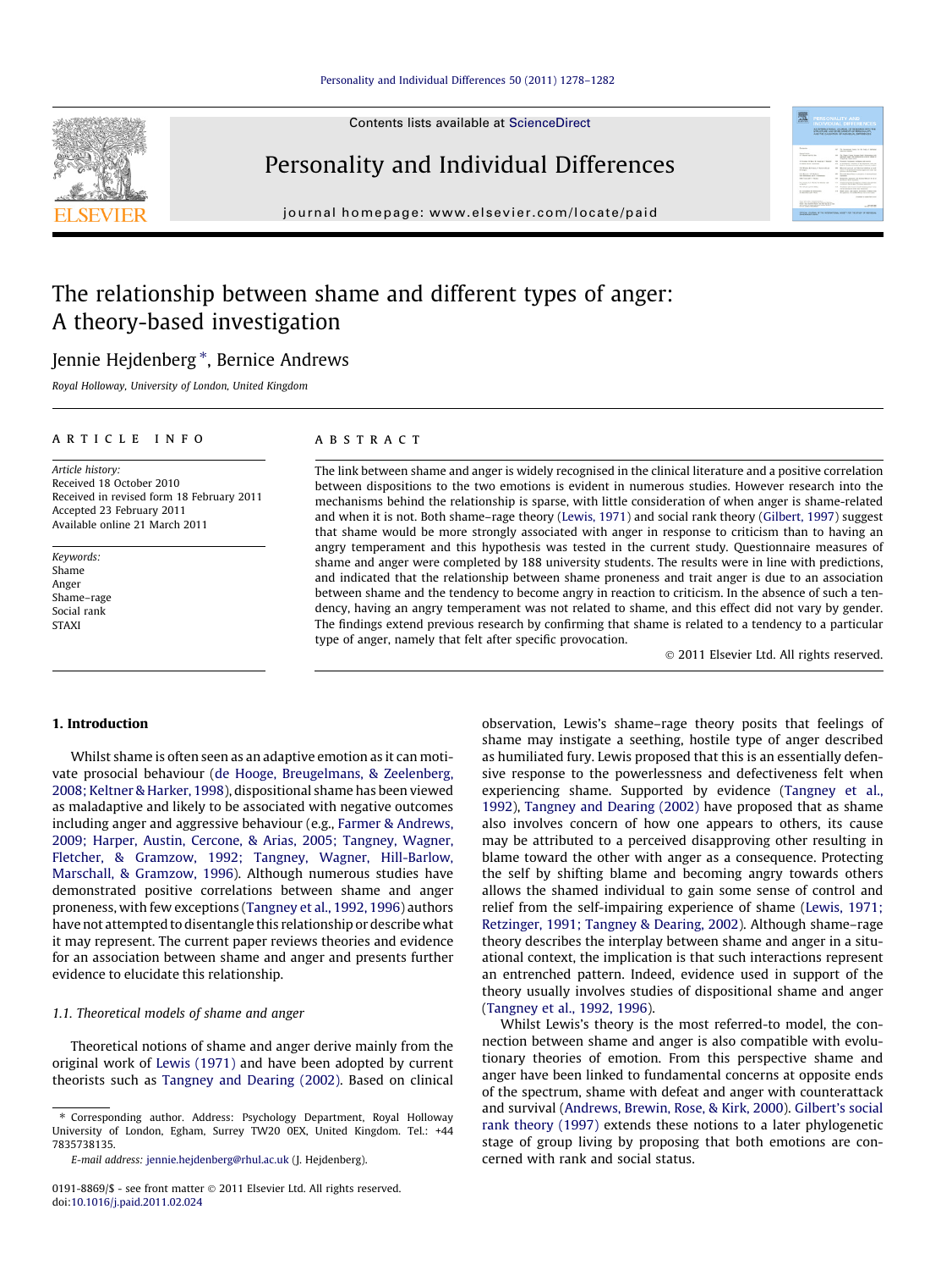# The relationship between shame and different types of anger: A theory-based investigation

Jennie Hejdenberg *, Bernice Andrews

Royal Holloway, University of London, United Kingdom

## ARTICLE INFO

*Article history:*
Received 18 October 2010
Received in revised form 18 February 2011
Accepted 23 February 2011
Available online 21 March 2011

*Keywords:*
Shame
Anger
Shame–rage
Social rank
STAXI

## ABSTRACT

The link between shame and anger is widely recognised in the clinical literature and a positive correlation between dispositions to the two emotions is evident in numerous studies. However research into the mechanisms behind the relationship is sparse, with little consideration of when anger is shame-related and when it is not. Both shame–rage theory (Lewis, 1971) and social rank theory (Gilbert, 1997) suggest that shame would be more strongly associated with anger in response to criticism than to having an angry temperament and this hypothesis was tested in the current study. Questionnaire measures of shame and anger were completed by 188 university students. The results were in line with predictions, and indicated that the relationship between shame proneness and trait anger is due to an association between shame and the tendency to become angry in reaction to criticism. In the absence of such a tendency, having an angry temperament was not related to shame, and this effect did not vary by gender. The findings extend previous research by confirming that shame is related to a tendency to a particular type of anger, namely that felt after specific provocation.

© 2011 Elsevier Ltd. All rights reserved.

## 1. Introduction

Whilst shame is often seen as an adaptive emotion as it can motivate prosocial behaviour (de Hooge, Breugelmans, & Zeelenberg, 2008; Keltner & Harker, 1998), dispositional shame has been viewed as maladaptive and likely to be associated with negative outcomes including anger and aggressive behaviour (e.g., Farmer & Andrews, 2009; Harper, Austin, Cercone, & Arias, 2005; Tangney, Wagner, Fletcher, & Gramzow, 1992; Tangney, Wagner, Hill-Barlow, Marschall, & Gramzow, 1996). Although numerous studies have demonstrated positive correlations between shame and anger proneness, with few exceptions (Tangney et al., 1992, 1996) authors have not attempted to disentangle this relationship or describe what it may represent. The current paper reviews theories and evidence for an association between shame and anger and presents further evidence to elucidate this relationship.

### 1.1. Theoretical models of shame and anger

Theoretical notions of shame and anger derive mainly from the original work of Lewis (1971) and have been adopted by current theorists such as Tangney and Dearing (2002). Based on clinical observation, Lewis's shame–rage theory posits that feelings of shame may instigate a seething, hostile type of anger described as humiliated fury. Lewis proposed that this is an essentially defensive response to the powerlessness and defectiveness felt when experiencing shame. Supported by evidence (Tangney et al., 1992), Tangney and Dearing (2002) have proposed that as shame also involves concern of how one appears to others, its cause may be attributed to a perceived disapproving other resulting in blame toward the other with anger as a consequence. Protecting the self by shifting blame and becoming angry towards others allows the shamed individual to gain some sense of control and relief from the self-impairing experience of shame (Lewis, 1971; Retzinger, 1991; Tangney & Dearing, 2002). Although shame–rage theory describes the interplay between shame and anger in a situational context, the implication is that such interactions represent an entrenched pattern. Indeed, evidence used in support of the theory usually involves studies of dispositional shame and anger (Tangney et al., 1992, 1996).

Whilst Lewis's theory is the most referred-to model, the connection between shame and anger is also compatible with evolutionary theories of emotion. From this perspective shame and anger have been linked to fundamental concerns at opposite ends of the spectrum, shame with defeat and anger with counterattack and survival (Andrews, Brewin, Rose, & Kirk, 2000). Gilbert's social rank theory (1997) extends these notions to a later phylogenetic stage of group living by proposing that both emotions are concerned with rank and social status.

* Corresponding author. Address: Psychology Department, Royal Holloway University of London, Egham, Surrey TW20 0EX, United Kingdom. Tel.: +44 7835738135.

*E-mail address:* jennie.hejdenberg@rhul.ac.uk (J. Hejdenberg).

0191-8869/$ - see front matter © 2011 Elsevier Ltd. All rights reserved.
doi:10.1016/j.paid.2011.02.024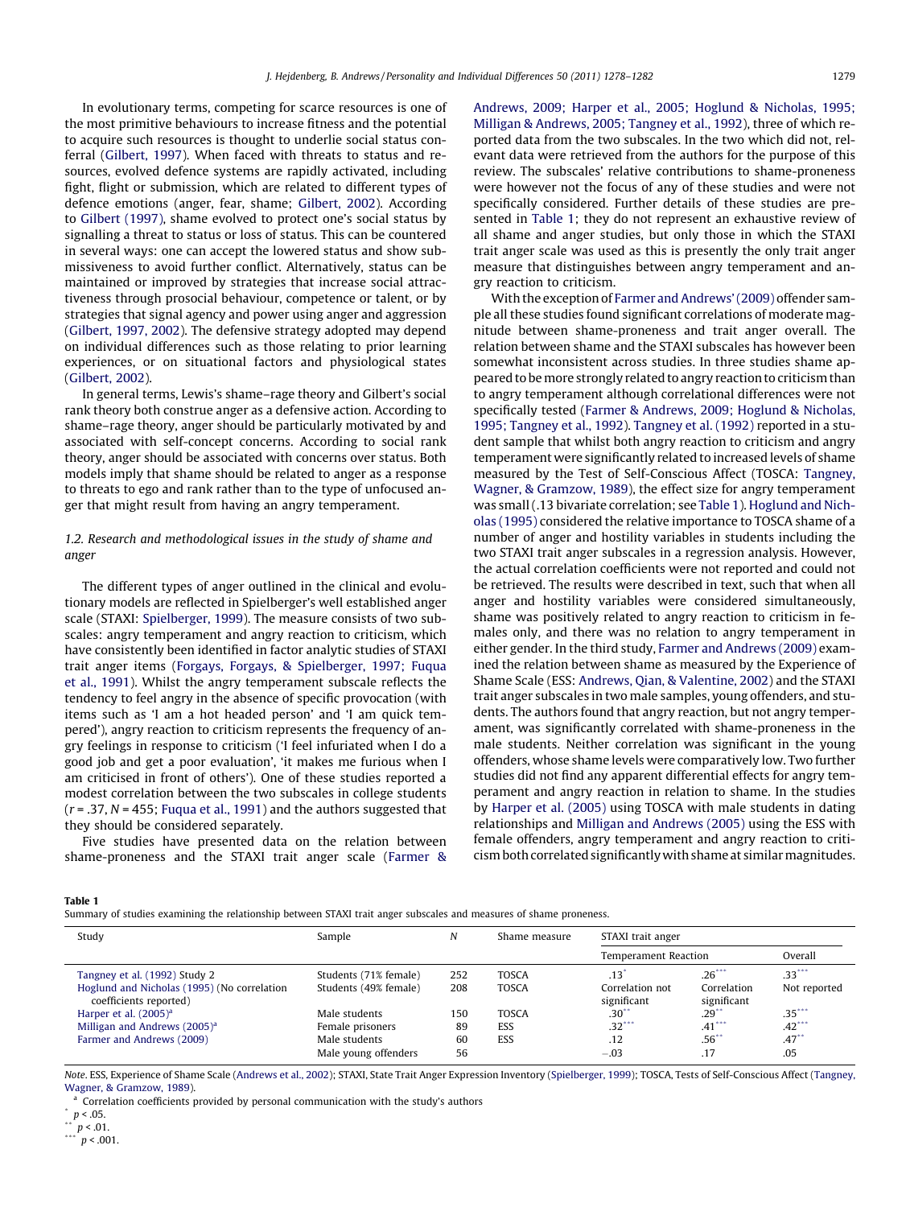In evolutionary terms, competing for scarce resources is one of the most primitive behaviours to increase fitness and the potential to acquire such resources is thought to underlie social status conferral (Gilbert, 1997). When faced with threats to status and resources, evolved defence systems are rapidly activated, including fight, flight or submission, which are related to different types of defence emotions (anger, fear, shame; Gilbert, 2002). According to Gilbert (1997), shame evolved to protect one's social status by signalling a threat to status or loss of status. This can be countered in several ways: one can accept the lowered status and show submissiveness to avoid further conflict. Alternatively, status can be maintained or improved by strategies that increase social attractiveness through prosocial behaviour, competence or talent, or by strategies that signal agency and power using anger and aggression (Gilbert, 1997, 2002). The defensive strategy adopted may depend on individual differences such as those relating to prior learning experiences, or on situational factors and physiological states (Gilbert, 2002).

In general terms, Lewis's shame–rage theory and Gilbert's social rank theory both construe anger as a defensive action. According to shame–rage theory, anger should be particularly motivated by and associated with self-concept concerns. According to social rank theory, anger should be associated with concerns over status. Both models imply that shame should be related to anger as a response to threats to ego and rank rather than to the type of unfocused anger that might result from having an angry temperament.

### 1.2. Research and methodological issues in the study of shame and anger

The different types of anger outlined in the clinical and evolutionary models are reflected in Spielberger's well established anger scale (STAXI: Spielberger, 1999). The measure consists of two subscales: angry temperament and angry reaction to criticism, which have consistently been identified in factor analytic studies of STAXI trait anger items (Forgays, Forgays, & Spielberger, 1997; Fuqua et al., 1991). Whilst the angry temperament subscale reflects the tendency to feel angry in the absence of specific provocation (with items such as 'I am a hot headed person' and 'I am quick tempered'), angry reaction to criticism represents the frequency of angry feelings in response to criticism ('I feel infuriated when I do a good job and get a poor evaluation', 'it makes me furious when I am criticised in front of others'). One of these studies reported a modest correlation between the two subscales in college students ($r = .37$, $N = 455$; Fuqua et al., 1991) and the authors suggested that they should be considered separately.

Five studies have presented data on the relation between shame-proneness and the STAXI trait anger scale (Farmer & Andrews, 2009; Harper et al., 2005; Hoglund & Nicholas, 1995; Milligan & Andrews, 2005; Tangney et al., 1992), three of which reported data from the two subscales. In the two which did not, relevant data were retrieved from the authors for the purpose of this review. The subscales' relative contributions to shame-proneness were however not the focus of any of these studies and were not specifically considered. Further details of these studies are presented in Table 1; they do not represent an exhaustive review of all shame and anger studies, but only those in which the STAXI trait anger scale was used as this is presently the only trait anger measure that distinguishes between angry temperament and angry reaction to criticism.

With the exception of Farmer and Andrews' (2009) offender sample all these studies found significant correlations of moderate magnitude between shame-proneness and trait anger overall. The relation between shame and the STAXI subscales has however been somewhat inconsistent across studies. In three studies shame appeared to be more strongly related to angry reaction to criticism than to angry temperament although correlational differences were not specifically tested (Farmer & Andrews, 2009; Hoglund & Nicholas, 1995; Tangney et al., 1992). Tangney et al. (1992) reported in a student sample that whilst both angry reaction to criticism and angry temperament were significantly related to increased levels of shame measured by the Test of Self-Conscious Affect (TOSCA: Tangney, Wagner, & Gramzow, 1989), the effect size for angry temperament was small (.13 bivariate correlation; see Table 1). Hoglund and Nicholas (1995) considered the relative importance to TOSCA shame of a number of anger and hostility variables in students including the two STAXI trait anger subscales in a regression analysis. However, the actual correlation coefficients were not reported and could not be retrieved. The results were described in text, such that when all anger and hostility variables were considered simultaneously, shame was positively related to angry reaction to criticism in females only, and there was no relation to angry temperament in either gender. In the third study, Farmer and Andrews (2009) examined the relation between shame as measured by the Experience of Shame Scale (ESS: Andrews, Qian, & Valentine, 2002) and the STAXI trait anger subscales in two male samples, young offenders, and students. The authors found that angry reaction, but not angry temperament, was significantly correlated with shame-proneness in the male students. Neither correlation was significant in the young offenders, whose shame levels were comparatively low. Two further studies did not find any apparent differential effects for angry temperament and angry reaction in relation to shame. In the studies by Harper et al. (2005) using TOSCA with male students in dating relationships and Milligan and Andrews (2005) using the ESS with female offenders, angry temperament and angry reaction to criticism both correlated significantly with shame at similar magnitudes.

**Table 1**
Summary of studies examining the relationship between STAXI trait anger subscales and measures of shame proneness.

| Study | Sample | N | Shame measure | STAXI trait anger | | |
|---|---|---|---|---|---|---|
| | | | | Temperament | Reaction | Overall |
| Tangney et al. (1992) Study 2 | Students (71% female) | 252 | TOSCA | .13* | .26*** | .33*** |
| Hoglund and Nicholas (1995) (No correlation coefficients reported) | Students (49% female) | 208 | TOSCA | Correlation not significant | Correlation significant | Not reported |
| Harper et al. (2005)[a] | Male students | 150 | TOSCA | .30** | .29** | .35*** |
| Milligan and Andrews (2005)[a] | Female prisoners | 89 | ESS | .32*** | .41*** | .42*** |
| Farmer and Andrews (2009) | Male students | 60 | ESS | .12 | .56** | .47** |
| | Male young offenders | 56 | | −.03 | .17 | .05 |

*Note*. ESS, Experience of Shame Scale (Andrews et al., 2002); STAXI, State Trait Anger Expression Inventory (Spielberger, 1999); TOSCA, Tests of Self-Conscious Affect (Tangney, Wagner, & Gramzow, 1989).

[a] Correlation coefficients provided by personal communication with the study's authors

* $p < .05$.
** $p < .01$.
*** $p < .001$.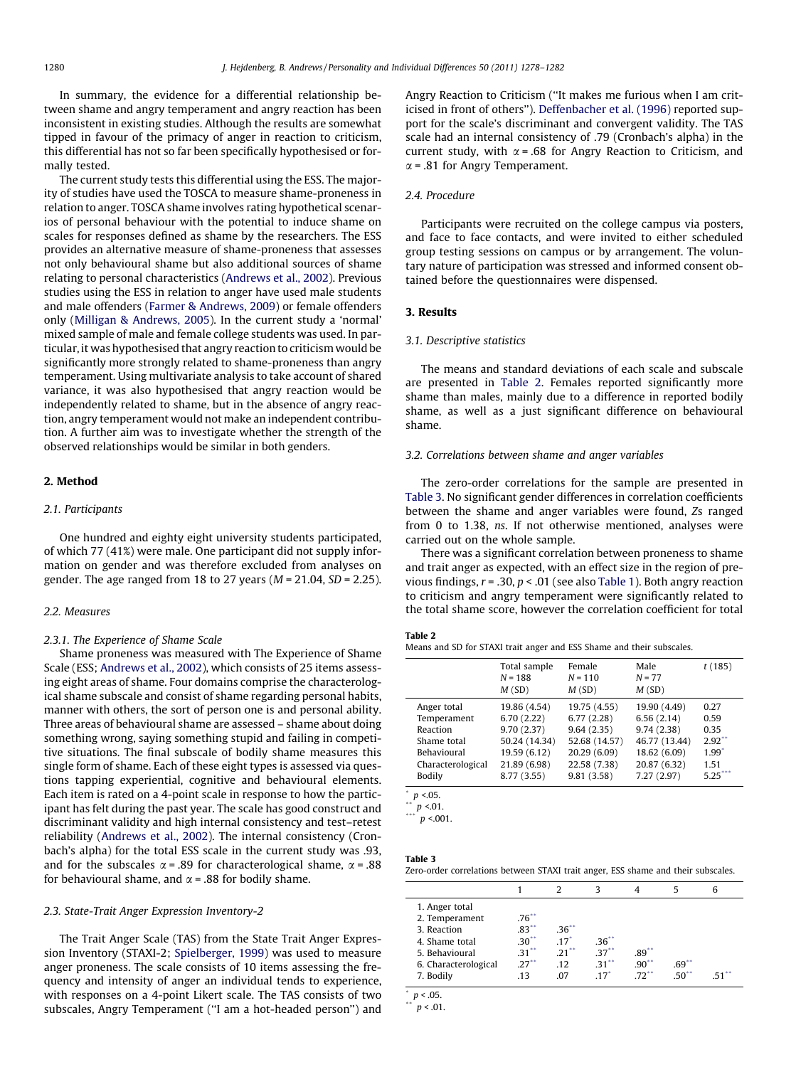In summary, the evidence for a differential relationship between shame and angry temperament and angry reaction has been inconsistent in existing studies. Although the results are somewhat tipped in favour of the primacy of anger in reaction to criticism, this differential has not so far been specifically hypothesised or formally tested.

The current study tests this differential using the ESS. The majority of studies have used the TOSCA to measure shame-proneness in relation to anger. TOSCA shame involves rating hypothetical scenarios of personal behaviour with the potential to induce shame on scales for responses defined as shame by the researchers. The ESS provides an alternative measure of shame-proneness that assesses not only behavioural shame but also additional sources of shame relating to personal characteristics (Andrews et al., 2002). Previous studies using the ESS in relation to anger have used male students and male offenders (Farmer & Andrews, 2009) or female offenders only (Milligan & Andrews, 2005). In the current study a 'normal' mixed sample of male and female college students was used. In particular, it was hypothesised that angry reaction to criticism would be significantly more strongly related to shame-proneness than angry temperament. Using multivariate analysis to take account of shared variance, it was also hypothesised that angry reaction would be independently related to shame, but in the absence of angry reaction, angry temperament would not make an independent contribution. A further aim was to investigate whether the strength of the observed relationships would be similar in both genders.

## 2. Method

### 2.1. Participants

One hundred and eighty eight university students participated, of which 77 (41%) were male. One participant did not supply information on gender and was therefore excluded from analyses on gender. The age ranged from 18 to 27 years ($M = 21.04$, $SD = 2.25$).

### 2.2. Measures

#### 2.3.1. The Experience of Shame Scale

Shame proneness was measured with The Experience of Shame Scale (ESS; Andrews et al., 2002), which consists of 25 items assessing eight areas of shame. Four domains comprise the characterological shame subscale and consist of shame regarding personal habits, manner with others, the sort of person one is and personal ability. Three areas of behavioural shame are assessed – shame about doing something wrong, saying something stupid and failing in competitive situations. The final subscale of bodily shame measures this single form of shame. Each of these eight types is assessed via questions tapping experiential, cognitive and behavioural elements. Each item is rated on a 4-point scale in response to how the participant has felt during the past year. The scale has good construct and discriminant validity and high internal consistency and test–retest reliability (Andrews et al., 2002). The internal consistency (Cronbach's alpha) for the total ESS scale in the current study was .93, and for the subscales $\alpha = .89$ for characterological shame, $\alpha = .88$ for behavioural shame, and $\alpha = .88$ for bodily shame.

### 2.3. State-Trait Anger Expression Inventory-2

The Trait Anger Scale (TAS) from the State Trait Anger Expression Inventory (STAXI-2; Spielberger, 1999) was used to measure anger proneness. The scale consists of 10 items assessing the frequency and intensity of anger an individual tends to experience, with responses on a 4-point Likert scale. The TAS consists of two subscales, Angry Temperament ("I am a hot-headed person") and Angry Reaction to Criticism ("It makes me furious when I am criticised in front of others"). Deffenbacher et al. (1996) reported support for the scale's discriminant and convergent validity. The TAS scale had an internal consistency of .79 (Cronbach's alpha) in the current study, with $\alpha = .68$ for Angry Reaction to Criticism, and $\alpha = .81$ for Angry Temperament.

### 2.4. Procedure

Participants were recruited on the college campus via posters, and face to face contacts, and were invited to either scheduled group testing sessions on campus or by arrangement. The voluntary nature of participation was stressed and informed consent obtained before the questionnaires were dispensed.

## 3. Results

### 3.1. Descriptive statistics

The means and standard deviations of each scale and subscale are presented in Table 2. Females reported significantly more shame than males, mainly due to a difference in reported bodily shame, as well as a just significant difference on behavioural shame.

### 3.2. Correlations between shame and anger variables

The zero-order correlations for the sample are presented in Table 3. No significant gender differences in correlation coefficients between the shame and anger variables were found, *Zs* ranged from 0 to 1.38, *ns*. If not otherwise mentioned, analyses were carried out on the whole sample.

There was a significant correlation between proneness to shame and trait anger as expected, with an effect size in the region of previous findings, $r = .30$, $p < .01$ (see also Table 1). Both angry reaction to criticism and angry temperament were significantly related to the total shame score, however the correlation coefficient for total

**Table 2**
Means and SD for STAXI trait anger and ESS Shame and their subscales.

| | Total sample $N = 188$ $M$ (SD) | Female $N = 110$ $M$ (SD) | Male $N = 77$ $M$ (SD) | $t$ (185) |
|---|---|---|---|---|
| Anger total | 19.86 (4.54) | 19.75 (4.55) | 19.90 (4.49) | 0.27 |
| Temperament | 6.70 (2.22) | 6.77 (2.28) | 6.56 (2.14) | 0.59 |
| Reaction | 9.70 (2.37) | 9.64 (2.35) | 9.74 (2.38) | 0.35 |
| Shame total | 50.24 (14.34) | 52.68 (14.57) | 46.77 (13.44) | 2.92** |
| Behavioural | 19.59 (6.12) | 20.29 (6.09) | 18.62 (6.09) | 1.99* |
| Characterological | 21.89 (6.98) | 22.58 (7.38) | 20.87 (6.32) | 1.51 |
| Bodily | 8.77 (3.55) | 9.81 (3.58) | 7.27 (2.97) | 5.25*** |

* $p < .05$.
** $p < .01$.
*** $p < .001$.

**Table 3**
Zero-order correlations between STAXI trait anger, ESS shame and their subscales.

| | 1 | 2 | 3 | 4 | 5 | 6 |
|---|---|---|---|---|---|---|
| 1. Anger total | | | | | | |
| 2. Temperament | .76** | | | | | |
| 3. Reaction | .83** | .36** | | | | |
| 4. Shame total | .30** | .17* | .36** | | | |
| 5. Behavioural | .31** | .21** | .37** | .89** | | |
| 6. Characterological | .27** | .12 | .31** | .90** | .69** | |
| 7. Bodily | .13 | .07 | .17* | .72** | .50** | .51** |

* $p < .05$.
** $p < .01$.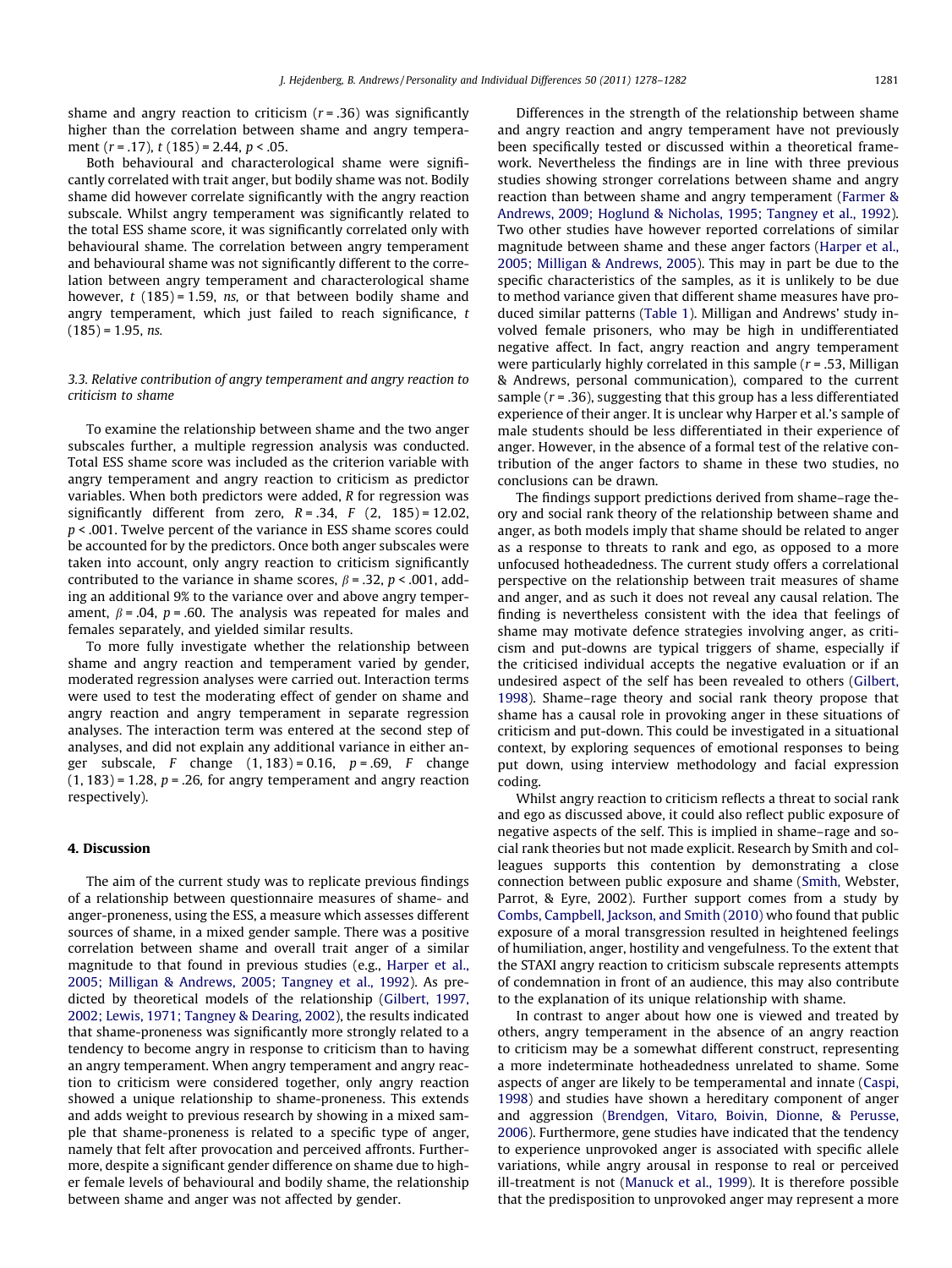shame and angry reaction to criticism ($r = .36$) was significantly higher than the correlation between shame and angry temperament ($r = .17$), $t$ (185) = 2.44, $p < .05$.

Both behavioural and characterological shame were significantly correlated with trait anger, but bodily shame was not. Bodily shame did however correlate significantly with the angry reaction subscale. Whilst angry temperament was significantly related to the total ESS shame score, it was significantly correlated only with behavioural shame. The correlation between angry temperament and behavioural shame was not significantly different to the correlation between angry temperament and characterological shame however, $t$ (185) = 1.59, *ns*, or that between bodily shame and angry temperament, which just failed to reach significance, $t$ (185) = 1.95, *ns*.

### 3.3. Relative contribution of angry temperament and angry reaction to criticism to shame

To examine the relationship between shame and the two anger subscales further, a multiple regression analysis was conducted. Total ESS shame score was included as the criterion variable with angry temperament and angry reaction to criticism as predictor variables. When both predictors were added, $R$ for regression was significantly different from zero, $R = .34$, $F$ (2, 185) = 12.02, $p < .001$. Twelve percent of the variance in ESS shame scores could be accounted for by the predictors. Once both anger subscales were taken into account, only angry reaction to criticism significantly contributed to the variance in shame scores, $\beta = .32$, $p < .001$, adding an additional 9% to the variance over and above angry temperament, $\beta = .04$, $p = .60$. The analysis was repeated for males and females separately, and yielded similar results.

To more fully investigate whether the relationship between shame and angry reaction and temperament varied by gender, moderated regression analyses were carried out. Interaction terms were used to test the moderating effect of gender on shame and angry reaction and angry temperament in separate regression analyses. The interaction term was entered at the second step of analyses, and did not explain any additional variance in either anger subscale, $F$ change (1, 183) = 0.16, $p = .69$, $F$ change (1, 183) = 1.28, $p = .26$, for angry temperament and angry reaction respectively).

## 4. Discussion

The aim of the current study was to replicate previous findings of a relationship between questionnaire measures of shame- and anger-proneness, using the ESS, a measure which assesses different sources of shame, in a mixed gender sample. There was a positive correlation between shame and overall trait anger of a similar magnitude to that found in previous studies (e.g., Harper et al., 2005; Milligan & Andrews, 2005; Tangney et al., 1992). As predicted by theoretical models of the relationship (Gilbert, 1997, 2002; Lewis, 1971; Tangney & Dearing, 2002), the results indicated that shame-proneness was significantly more strongly related to a tendency to become angry in response to criticism than to having an angry temperament. When angry temperament and angry reaction to criticism were considered together, only angry reaction showed a unique relationship to shame-proneness. This extends and adds weight to previous research by showing in a mixed sample that shame-proneness is related to a specific type of anger, namely that felt after provocation and perceived affronts. Furthermore, despite a significant gender difference on shame due to higher female levels of behavioural and bodily shame, the relationship between shame and anger was not affected by gender.

Differences in the strength of the relationship between shame and angry reaction and angry temperament have not previously been specifically tested or discussed within a theoretical framework. Nevertheless the findings are in line with three previous studies showing stronger correlations between shame and angry reaction than between shame and angry temperament (Farmer & Andrews, 2009; Hoglund & Nicholas, 1995; Tangney et al., 1992). Two other studies have however reported correlations of similar magnitude between shame and these anger factors (Harper et al., 2005; Milligan & Andrews, 2005). This may in part be due to the specific characteristics of the samples, as it is unlikely to be due to method variance given that different shame measures have produced similar patterns (Table 1). Milligan and Andrews' study involved female prisoners, who may be high in undifferentiated negative affect. In fact, angry reaction and angry temperament were particularly highly correlated in this sample ($r = .53$, Milligan & Andrews, personal communication), compared to the current sample ($r = .36$), suggesting that this group has a less differentiated experience of their anger. It is unclear why Harper et al.'s sample of male students should be less differentiated in their experience of anger. However, in the absence of a formal test of the relative contribution of the anger factors to shame in these two studies, no conclusions can be drawn.

The findings support predictions derived from shame–rage theory and social rank theory of the relationship between shame and anger, as both models imply that shame should be related to anger as a response to threats to rank and ego, as opposed to a more unfocused hotheadedness. The current study offers a correlational perspective on the relationship between trait measures of shame and anger, and as such it does not reveal any causal relation. The finding is nevertheless consistent with the idea that feelings of shame may motivate defence strategies involving anger, as criticism and put-downs are typical triggers of shame, especially if the criticised individual accepts the negative evaluation or if an undesired aspect of the self has been revealed to others (Gilbert, 1998). Shame–rage theory and social rank theory propose that shame has a causal role in provoking anger in these situations of criticism and put-down. This could be investigated in a situational context, by exploring sequences of emotional responses to being put down, using interview methodology and facial expression coding.

Whilst angry reaction to criticism reflects a threat to social rank and ego as discussed above, it could also reflect public exposure of negative aspects of the self. This is implied in shame–rage and social rank theories but not made explicit. Research by Smith and colleagues supports this contention by demonstrating a close connection between public exposure and shame (Smith, Webster, Parrot, & Eyre, 2002). Further support comes from a study by Combs, Campbell, Jackson, and Smith (2010) who found that public exposure of a moral transgression resulted in heightened feelings of humiliation, anger, hostility and vengefulness. To the extent that the STAXI angry reaction to criticism subscale represents attempts of condemnation in front of an audience, this may also contribute to the explanation of its unique relationship with shame.

In contrast to anger about how one is viewed and treated by others, angry temperament in the absence of an angry reaction to criticism may be a somewhat different construct, representing a more indeterminate hotheadedness unrelated to shame. Some aspects of anger are likely to be temperamental and innate (Caspi, 1998) and studies have shown a hereditary component of anger and aggression (Brendgen, Vitaro, Boivin, Dionne, & Perusse, 2006). Furthermore, gene studies have indicated that the tendency to experience unprovoked anger is associated with specific allele variations, while angry arousal in response to real or perceived ill-treatment is not (Manuck et al., 1999). It is therefore possible that the predisposition to unprovoked anger may represent a more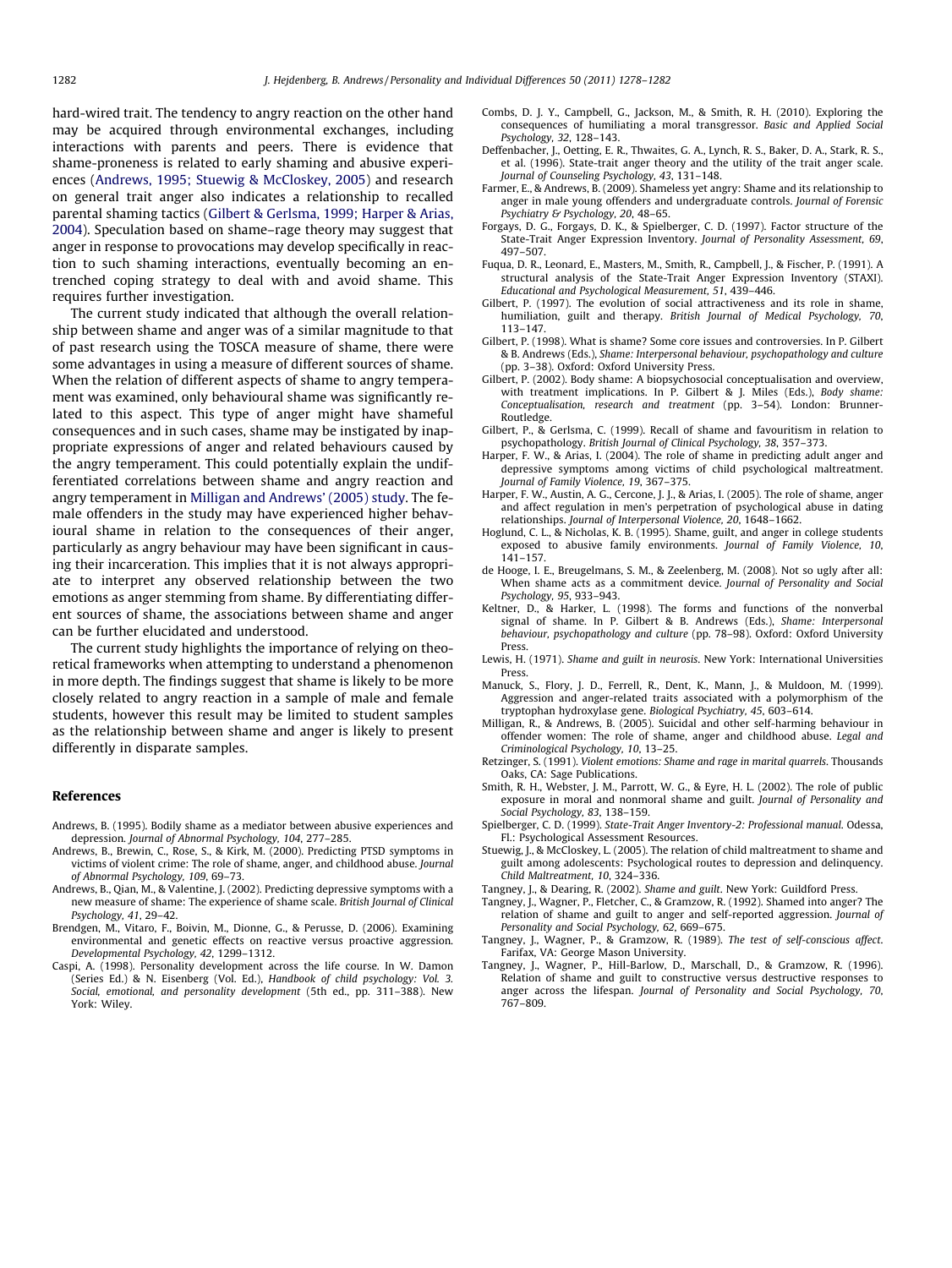hard-wired trait. The tendency to angry reaction on the other hand may be acquired through environmental exchanges, including interactions with parents and peers. There is evidence that shame-proneness is related to early shaming and abusive experiences (Andrews, 1995; Stuewig & McCloskey, 2005) and research on general trait anger also indicates a relationship to recalled parental shaming tactics (Gilbert & Gerlsma, 1999; Harper & Arias, 2004). Speculation based on shame–rage theory may suggest that anger in response to provocations may develop specifically in reaction to such shaming interactions, eventually becoming an entrenched coping strategy to deal with and avoid shame. This requires further investigation.

The current study indicated that although the overall relationship between shame and anger was of a similar magnitude to that of past research using the TOSCA measure of shame, there were some advantages in using a measure of different sources of shame. When the relation of different aspects of shame to angry temperament was examined, only behavioural shame was significantly related to this aspect. This type of anger might have shameful consequences and in such cases, shame may be instigated by inappropriate expressions of anger and related behaviours caused by the angry temperament. This could potentially explain the undifferentiated correlations between shame and angry reaction and angry temperament in Milligan and Andrews' (2005) study. The female offenders in the study may have experienced higher behavioural shame in relation to the consequences of their anger, particularly as angry behaviour may have been significant in causing their incarceration. This implies that it is not always appropriate to interpret any observed relationship between the two emotions as anger stemming from shame. By differentiating different sources of shame, the associations between shame and anger can be further elucidated and understood.

The current study highlights the importance of relying on theoretical frameworks when attempting to understand a phenomenon in more depth. The findings suggest that shame is likely to be more closely related to angry reaction in a sample of male and female students, however this result may be limited to student samples as the relationship between shame and anger is likely to present differently in disparate samples.

## References

Andrews, B. (1995). Bodily shame as a mediator between abusive experiences and depression. *Journal of Abnormal Psychology, 104*, 277–285.

Andrews, B., Brewin, C., Rose, S., & Kirk, M. (2000). Predicting PTSD symptoms in victims of violent crime: The role of shame, anger, and childhood abuse. *Journal of Abnormal Psychology, 109*, 69–73.

Andrews, B., Qian, M., & Valentine, J. (2002). Predicting depressive symptoms with a new measure of shame: The experience of shame scale. *British Journal of Clinical Psychology, 41*, 29–42.

Brendgen, M., Vitaro, F., Boivin, M., Dionne, G., & Perusse, D. (2006). Examining environmental and genetic effects on reactive versus proactive aggression. *Developmental Psychology, 42*, 1299–1312.

Caspi, A. (1998). Personality development across the life course. In W. Damon (Series Ed.) & N. Eisenberg (Vol. Ed.), *Handbook of child psychology: Vol. 3. Social, emotional, and personality development* (5th ed., pp. 311–388). New York: Wiley.

Combs, D. J. Y., Campbell, G., Jackson, M., & Smith, R. H. (2010). Exploring the consequences of humiliating a moral transgressor. *Basic and Applied Social Psychology, 32*, 128–143.

Deffenbacher, J., Oetting, E. R., Thwaites, G. A., Lynch, R. S., Baker, D. A., Stark, R. S., et al. (1996). State-trait anger theory and the utility of the trait anger scale. *Journal of Counseling Psychology, 43*, 131–148.

Farmer, E., & Andrews, B. (2009). Shameless yet angry: Shame and its relationship to anger in male young offenders and undergraduate controls. *Journal of Forensic Psychiatry & Psychology, 20*, 48–65.

Forgays, D. G., Forgays, D. K., & Spielberger, C. D. (1997). Factor structure of the State-Trait Anger Expression Inventory. *Journal of Personality Assessment, 69*, 497–507.

Fuqua, D. R., Leonard, E., Masters, M., Smith, R., Campbell, J., & Fischer, P. (1991). A structural analysis of the State-Trait Anger Expression Inventory (STAXI). *Educational and Psychological Measurement, 51*, 439–446.

Gilbert, P. (1997). The evolution of social attractiveness and its role in shame, humiliation, guilt and therapy. *British Journal of Medical Psychology, 70*, 113–147.

Gilbert, P. (1998). What is shame? Some core issues and controversies. In P. Gilbert & B. Andrews (Eds.), *Shame: Interpersonal behaviour, psychopathology and culture* (pp. 3–38). Oxford: Oxford University Press.

Gilbert, P. (2002). Body shame: A biopsychosocial conceptualisation and overview, with treatment implications. In P. Gilbert & J. Miles (Eds.), *Body shame: Conceptualisation, research and treatment* (pp. 3–54). London: Brunner-Routledge.

Gilbert, P., & Gerlsma, C. (1999). Recall of shame and favouritism in relation to psychopathology. *British Journal of Clinical Psychology, 38*, 357–373.

Harper, F. W., & Arias, I. (2004). The role of shame in predicting adult anger and depressive symptoms among victims of child psychological maltreatment. *Journal of Family Violence, 19*, 367–375.

Harper, F. W., Austin, A. G., Cercone, J. J., & Arias, I. (2005). The role of shame, anger and affect regulation in men's perpetration of psychological abuse in dating relationships. *Journal of Interpersonal Violence, 20*, 1648–1662.

Hoglund, C. L., & Nicholas, K. B. (1995). Shame, guilt, and anger in college students exposed to abusive family environments. *Journal of Family Violence, 10*, 141–157.

de Hooge, I. E., Breugelmans, S. M., & Zeelenberg, M. (2008). Not so ugly after all: When shame acts as a commitment device. *Journal of Personality and Social Psychology, 95*, 933–943.

Keltner, D., & Harker, L. (1998). The forms and functions of the nonverbal signal of shame. In P. Gilbert & B. Andrews (Eds.), *Shame: Interpersonal behaviour, psychopathology and culture* (pp. 78–98). Oxford: Oxford University Press.

Lewis, H. (1971). *Shame and guilt in neurosis*. New York: International Universities Press.

Manuck, S., Flory, J. D., Ferrell, R., Dent, K., Mann, J., & Muldoon, M. (1999). Aggression and anger-related traits associated with a polymorphism of the tryptophan hydroxylase gene. *Biological Psychiatry, 45*, 603–614.

Milligan, R., & Andrews, B. (2005). Suicidal and other self-harming behaviour in offender women: The role of shame, anger and childhood abuse. *Legal and Criminological Psychology, 10*, 13–25.

Retzinger, S. (1991). *Violent emotions: Shame and rage in marital quarrels*. Thousands Oaks, CA: Sage Publications.

Smith, R. H., Webster, J. M., Parrott, W. G., & Eyre, H. L. (2002). The role of public exposure in moral and nonmoral shame and guilt. *Journal of Personality and Social Psychology, 83*, 138–159.

Spielberger, C. D. (1999). *State-Trait Anger Inventory-2: Professional manual*. Odessa, Fl.: Psychological Assessment Resources.

Stuewig, J., & McCloskey, L. (2005). The relation of child maltreatment to shame and guilt among adolescents: Psychological routes to depression and delinquency. *Child Maltreatment, 10*, 324–336.

Tangney, J., & Dearing, R. (2002). *Shame and guilt*. New York: Guildford Press.

Tangney, J., Wagner, P., Fletcher, C., & Gramzow, R. (1992). Shamed into anger? The relation of shame and guilt to anger and self-reported aggression. *Journal of Personality and Social Psychology, 62*, 669–675.

Tangney, J., Wagner, P., & Gramzow, R. (1989). *The test of self-conscious affect*. Farifax, VA: George Mason University.

Tangney, J., Wagner, P., Hill-Barlow, D., Marschall, D., & Gramzow, R. (1996). Relation of shame and guilt to constructive versus destructive responses to anger across the lifespan. *Journal of Personality and Social Psychology, 70*, 767–809.